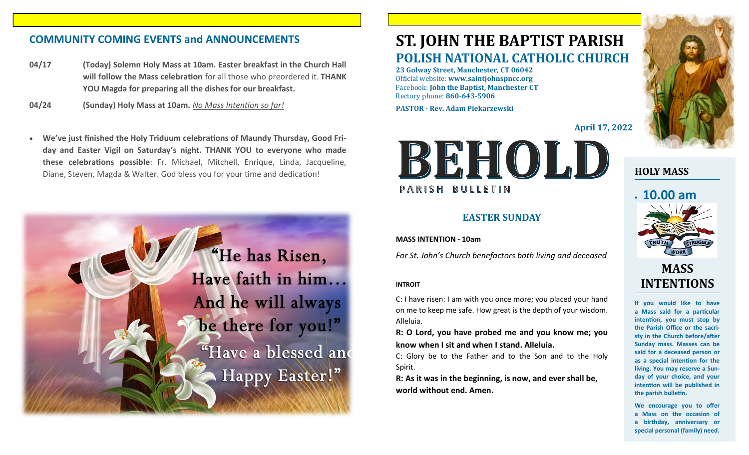## COMMUNITY COMING EVENTS and ANNOUNCEMENTS

**04/17** **(Today) Solemn Holy Mass at 10am. Easter breakfast in the Church Hall will follow the Mass celebration** for all those who preordered it. **THANK YOU Magda for preparing all the dishes for our breakfast.**

**04/24** **(Sunday) Holy Mass at 10am.** *No Mass Intention so far!*

- **We've just finished the Holy Triduum celebrations of Maundy Thursday, Good Friday and Easter Vigil on Saturday's night. THANK YOU to everyone who made these celebrations possible**: Fr. Michael, Mitchell, Enrique, Linda, Jacqueline, Diane, Steven, Magda & Walter. God bless you for your time and dedication!

"He has Risen, Have faith in him… And he will always be there for you!"
"Have a blessed and Happy Easter!"

# ST. JOHN THE BAPTIST PARISH
## POLISH NATIONAL CATHOLIC CHURCH

**23 Golway Street, Manchester, CT 06042**
Official website: **www.saintjohnspncc.org**
Facebook: **John the Baptist, Manchester CT**
Rectory phone: **860-643-5906**

**PASTOR - Rev. Adam Piekarzewski**

**April 17, 2022**

# BEHOLD
PARISH BULLETIN

## EASTER SUNDAY

**MASS INTENTION - 10am**

*For St. John's Church benefactors both living and deceased*

**INTROIT**

C: I have risen: I am with you once more; you placed your hand on me to keep me safe. How great is the depth of your wisdom. Alleluia.

**R: O Lord, you have probed me and you know me; you know when I sit and when I stand. Alleluia.**

C: Glory be to the Father and to the Son and to the Holy Spirit.

**R: As it was in the beginning, is now, and ever shall be, world without end. Amen.**

### HOLY MASS

- **10.00 am**

TRUTH WORK STRUGGLE

### MASS INTENTIONS

**If you would like to have a Mass said for a particular intention, you must stop by the Parish Office or the sacristy in the Church before/after Sunday mass. Masses can be said for a deceased person or as a special intention for the living. You may reserve a Sunday of your choice, and your intention will be published in the parish bulletin.**

**We encourage you to offer a Mass on the occasion of a birthday, anniversary or special personal (family) need.**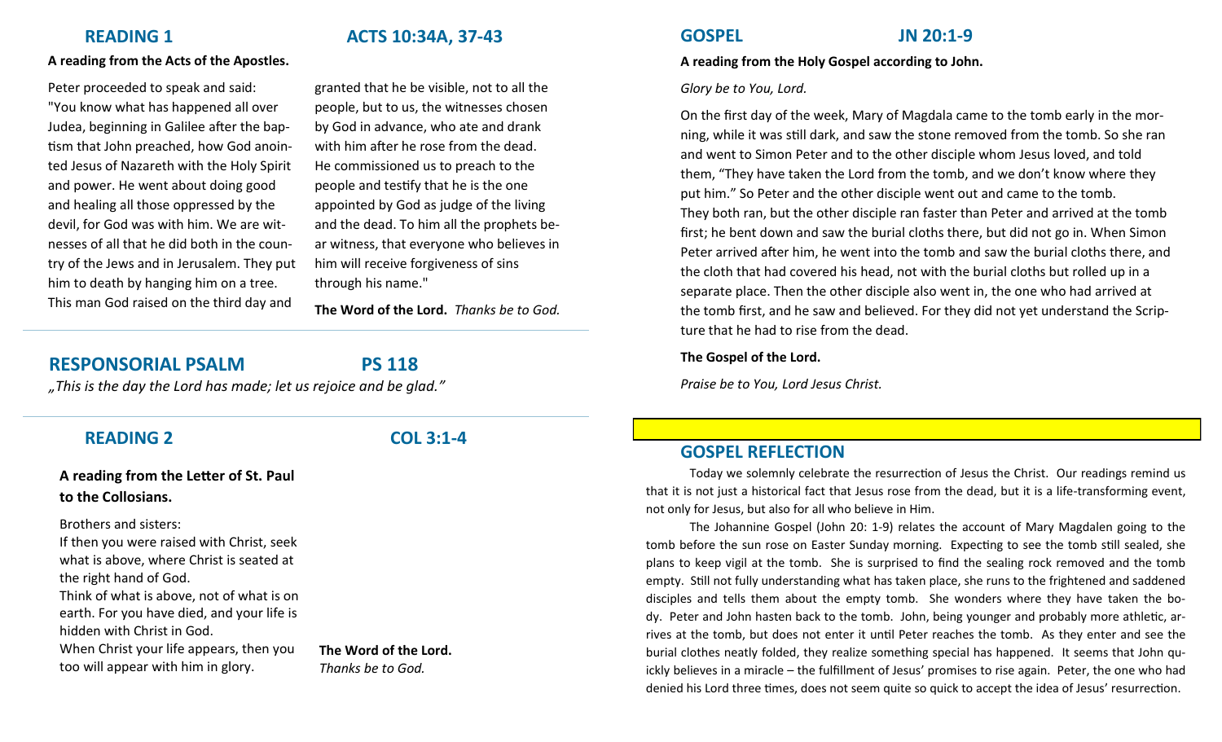## READING 1 — ACTS 10:34A, 37-43

**A reading from the Acts of the Apostles.**

Peter proceeded to speak and said: "You know what has happened all over Judea, beginning in Galilee after the baptism that John preached, how God anointed Jesus of Nazareth with the Holy Spirit and power. He went about doing good and healing all those oppressed by the devil, for God was with him. We are witnesses of all that he did both in the country of the Jews and in Jerusalem. They put him to death by hanging him on a tree. This man God raised on the third day and granted that he be visible, not to all the people, but to us, the witnesses chosen by God in advance, who ate and drank with him after he rose from the dead. He commissioned us to preach to the people and testify that he is the one appointed by God as judge of the living and the dead. To him all the prophets bear witness, that everyone who believes in him will receive forgiveness of sins through his name."

**The Word of the Lord.** *Thanks be to God.*

## RESPONSORIAL PSALM — PS 118

*„This is the day the Lord has made; let us rejoice and be glad."*

## READING 2 — COL 3:1-4

**A reading from the Letter of St. Paul to the Collosians.**

Brothers and sisters:
If then you were raised with Christ, seek what is above, where Christ is seated at the right hand of God.
Think of what is above, not of what is on earth. For you have died, and your life is hidden with Christ in God.
When Christ your life appears, then you too will appear with him in glory.

**The Word of the Lord.**
*Thanks be to God.*

## GOSPEL — JN 20:1-9

**A reading from the Holy Gospel according to John.**

*Glory be to You, Lord.*

On the first day of the week, Mary of Magdala came to the tomb early in the morning, while it was still dark, and saw the stone removed from the tomb. So she ran and went to Simon Peter and to the other disciple whom Jesus loved, and told them, "They have taken the Lord from the tomb, and we don't know where they put him." So Peter and the other disciple went out and came to the tomb. They both ran, but the other disciple ran faster than Peter and arrived at the tomb first; he bent down and saw the burial cloths there, but did not go in. When Simon Peter arrived after him, he went into the tomb and saw the burial cloths there, and the cloth that had covered his head, not with the burial cloths but rolled up in a separate place. Then the other disciple also went in, the one who had arrived at the tomb first, and he saw and believed. For they did not yet understand the Scripture that he had to rise from the dead.

**The Gospel of the Lord.**

*Praise be to You, Lord Jesus Christ.*

## GOSPEL REFLECTION

Today we solemnly celebrate the resurrection of Jesus the Christ. Our readings remind us that it is not just a historical fact that Jesus rose from the dead, but it is a life-transforming event, not only for Jesus, but also for all who believe in Him.

The Johannine Gospel (John 20: 1-9) relates the account of Mary Magdalen going to the tomb before the sun rose on Easter Sunday morning. Expecting to see the tomb still sealed, she plans to keep vigil at the tomb. She is surprised to find the sealing rock removed and the tomb empty. Still not fully understanding what has taken place, she runs to the frightened and saddened disciples and tells them about the empty tomb. She wonders where they have taken the body. Peter and John hasten back to the tomb. John, being younger and probably more athletic, arrives at the tomb, but does not enter it until Peter reaches the tomb. As they enter and see the burial clothes neatly folded, they realize something special has happened. It seems that John quickly believes in a miracle – the fulfillment of Jesus' promises to rise again. Peter, the one who had denied his Lord three times, does not seem quite so quick to accept the idea of Jesus' resurrection.